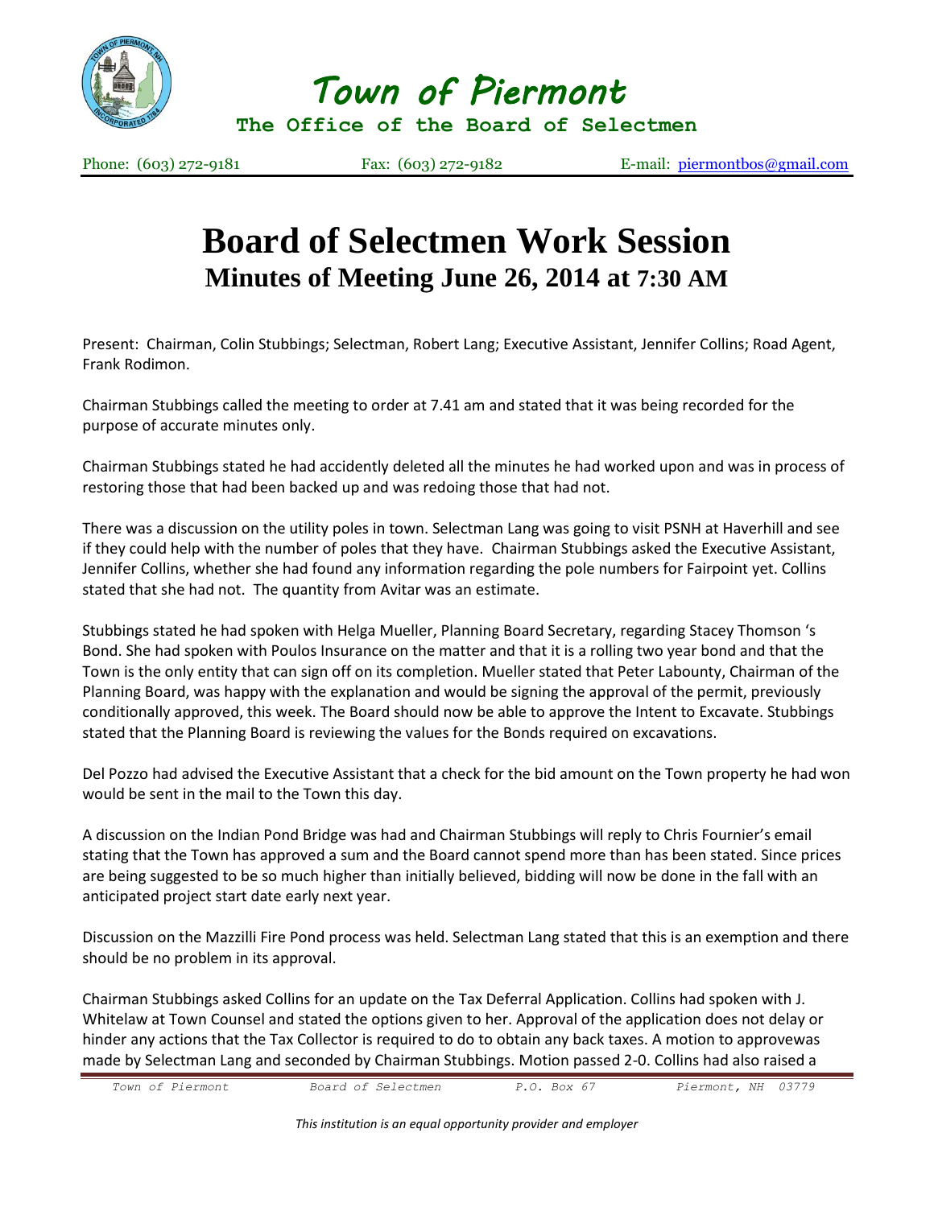# Town of Piermont

**The Office of the Board of Selectmen**

Phone: (603) 272-9181 Fax: (603) 272-9182 E-mail: piermontbos@gmail.com

# Board of Selectmen Work Session

## Minutes of Meeting June 26, 2014 at 7:30 AM

Present: Chairman, Colin Stubbings; Selectman, Robert Lang; Executive Assistant, Jennifer Collins; Road Agent, Frank Rodimon.

Chairman Stubbings called the meeting to order at 7.41 am and stated that it was being recorded for the purpose of accurate minutes only.

Chairman Stubbings stated he had accidently deleted all the minutes he had worked upon and was in process of restoring those that had been backed up and was redoing those that had not.

There was a discussion on the utility poles in town. Selectman Lang was going to visit PSNH at Haverhill and see if they could help with the number of poles that they have. Chairman Stubbings asked the Executive Assistant, Jennifer Collins, whether she had found any information regarding the pole numbers for Fairpoint yet. Collins stated that she had not. The quantity from Avitar was an estimate.

Stubbings stated he had spoken with Helga Mueller, Planning Board Secretary, regarding Stacey Thomson 's Bond. She had spoken with Poulos Insurance on the matter and that it is a rolling two year bond and that the Town is the only entity that can sign off on its completion. Mueller stated that Peter Labounty, Chairman of the Planning Board, was happy with the explanation and would be signing the approval of the permit, previously conditionally approved, this week. The Board should now be able to approve the Intent to Excavate. Stubbings stated that the Planning Board is reviewing the values for the Bonds required on excavations.

Del Pozzo had advised the Executive Assistant that a check for the bid amount on the Town property he had won would be sent in the mail to the Town this day.

A discussion on the Indian Pond Bridge was had and Chairman Stubbings will reply to Chris Fournier's email stating that the Town has approved a sum and the Board cannot spend more than has been stated. Since prices are being suggested to be so much higher than initially believed, bidding will now be done in the fall with an anticipated project start date early next year.

Discussion on the Mazzilli Fire Pond process was held. Selectman Lang stated that this is an exemption and there should be no problem in its approval.

Chairman Stubbings asked Collins for an update on the Tax Deferral Application. Collins had spoken with J. Whitelaw at Town Counsel and stated the options given to her. Approval of the application does not delay or hinder any actions that the Tax Collector is required to do to obtain any back taxes. A motion to approvewas made by Selectman Lang and seconded by Chairman Stubbings. Motion passed 2-0. Collins had also raised a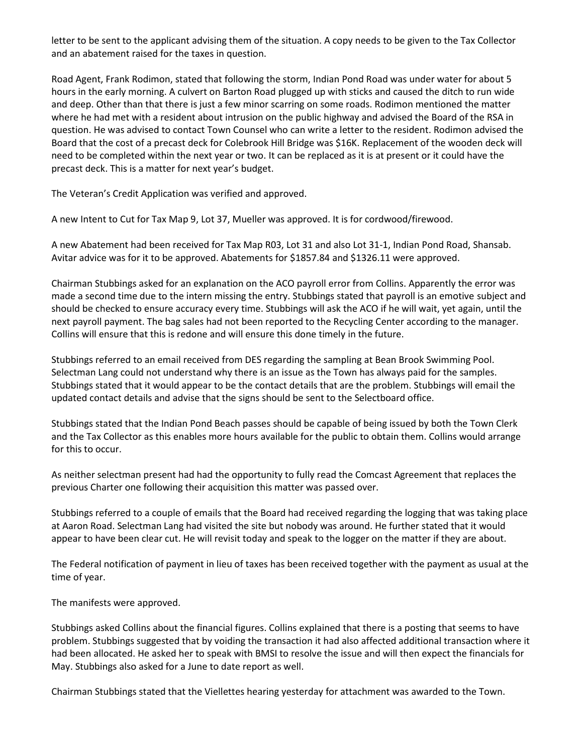letter to be sent to the applicant advising them of the situation. A copy needs to be given to the Tax Collector and an abatement raised for the taxes in question.

Road Agent, Frank Rodimon, stated that following the storm, Indian Pond Road was under water for about 5 hours in the early morning. A culvert on Barton Road plugged up with sticks and caused the ditch to run wide and deep. Other than that there is just a few minor scarring on some roads. Rodimon mentioned the matter where he had met with a resident about intrusion on the public highway and advised the Board of the RSA in question. He was advised to contact Town Counsel who can write a letter to the resident. Rodimon advised the Board that the cost of a precast deck for Colebrook Hill Bridge was $16K. Replacement of the wooden deck will need to be completed within the next year or two. It can be replaced as it is at present or it could have the precast deck. This is a matter for next year's budget.

The Veteran's Credit Application was verified and approved.

A new Intent to Cut for Tax Map 9, Lot 37, Mueller was approved. It is for cordwood/firewood.

A new Abatement had been received for Tax Map R03, Lot 31 and also Lot 31-1, Indian Pond Road, Shansab. Avitar advice was for it to be approved. Abatements for $1857.84 and $1326.11 were approved.

Chairman Stubbings asked for an explanation on the ACO payroll error from Collins. Apparently the error was made a second time due to the intern missing the entry. Stubbings stated that payroll is an emotive subject and should be checked to ensure accuracy every time. Stubbings will ask the ACO if he will wait, yet again, until the next payroll payment. The bag sales had not been reported to the Recycling Center according to the manager. Collins will ensure that this is redone and will ensure this done timely in the future.

Stubbings referred to an email received from DES regarding the sampling at Bean Brook Swimming Pool. Selectman Lang could not understand why there is an issue as the Town has always paid for the samples. Stubbings stated that it would appear to be the contact details that are the problem. Stubbings will email the updated contact details and advise that the signs should be sent to the Selectboard office.

Stubbings stated that the Indian Pond Beach passes should be capable of being issued by both the Town Clerk and the Tax Collector as this enables more hours available for the public to obtain them. Collins would arrange for this to occur.

As neither selectman present had had the opportunity to fully read the Comcast Agreement that replaces the previous Charter one following their acquisition this matter was passed over.

Stubbings referred to a couple of emails that the Board had received regarding the logging that was taking place at Aaron Road. Selectman Lang had visited the site but nobody was around. He further stated that it would appear to have been clear cut. He will revisit today and speak to the logger on the matter if they are about.

The Federal notification of payment in lieu of taxes has been received together with the payment as usual at the time of year.

The manifests were approved.

Stubbings asked Collins about the financial figures. Collins explained that there is a posting that seems to have problem. Stubbings suggested that by voiding the transaction it had also affected additional transaction where it had been allocated. He asked her to speak with BMSI to resolve the issue and will then expect the financials for May. Stubbings also asked for a June to date report as well.

Chairman Stubbings stated that the Viellettes hearing yesterday for attachment was awarded to the Town.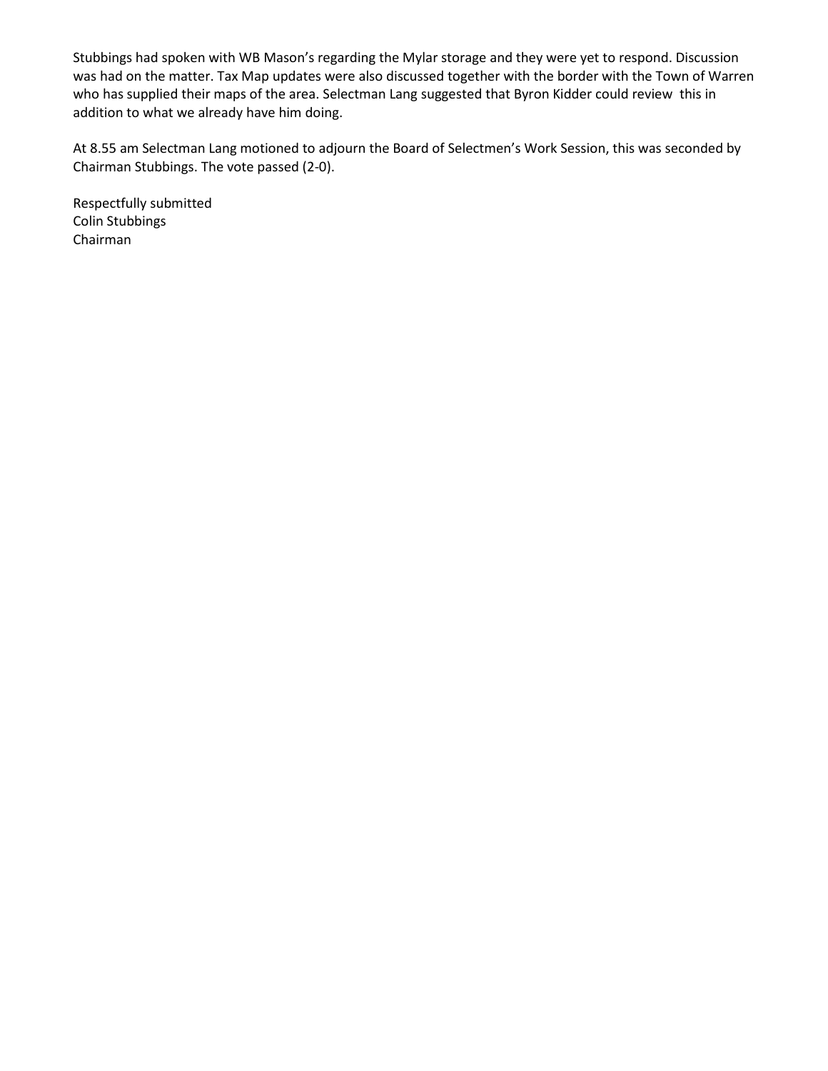Stubbings had spoken with WB Mason's regarding the Mylar storage and they were yet to respond. Discussion was had on the matter. Tax Map updates were also discussed together with the border with the Town of Warren who has supplied their maps of the area. Selectman Lang suggested that Byron Kidder could review this in addition to what we already have him doing.

At 8.55 am Selectman Lang motioned to adjourn the Board of Selectmen's Work Session, this was seconded by Chairman Stubbings. The vote passed (2-0).

Respectfully submitted
Colin Stubbings
Chairman